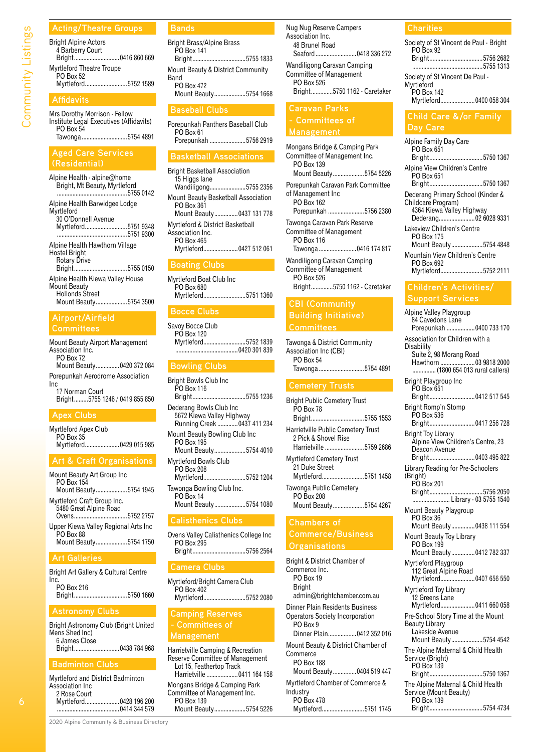## Acting/Theatre Groups

Bright Alpine Actors
4 Barberry Court
Bright ............................ 0416 860 669

Myrtleford Theatre Troupe
PO Box 52
Myrtleford ............................ 5752 1589

## Affidavits

Mrs Dorothy Morrison - Fellow Institute Legal Executives (Affidavits)
PO Box 54
Tawonga ............................ 5754 4891

## Aged Care Services (Residential)

Alpine Health - alpine@home
Bright, Mt Beauty, Myrtleford
............................ 5755 0142

Alpine Health Barwidgee Lodge Myrtleford
30 O'Donnell Avenue
Myrtleford ............................ 5751 9348
............................ 5751 9300

Alpine Health Hawthorn Village Hostel Bright
Rotary Drive
Bright ............................ 5755 0150

Alpine Health Kiewa Valley House Mount Beauty
Hollonds Street
Mount Beauty ............................ 5754 3500

## Airport/Airfield Committees

Mount Beauty Airport Management Association Inc.
PO Box 72
Mount Beauty ............................ 0420 372 084

Porepunkah Aerodrome Association Inc
17 Norman Court
Bright ......... 5755 1246 / 0419 855 850

## Apex Clubs

Myrtleford Apex Club
PO Box 35
Myrtleford ............................ 0429 015 985

## Art & Craft Organisations

Mount Beauty Art Group Inc
PO Box 154
Mount Beauty ............................ 5754 1945

Myrtleford Craft Group Inc.
5480 Great Alpine Road
Ovens ............................ 5752 2757

Upper Kiewa Valley Regional Arts Inc
PO Box 88
Mount Beauty ............................ 5754 1750

## Art Galleries

Bright Art Gallery & Cultural Centre Inc.
PO Box 216
Bright ............................ 5750 1660

## Astronomy Clubs

Bright Astronomy Club (Bright United Mens Shed Inc)
6 James Close
Bright ............................ 0438 784 968

## Badminton Clubs

Myrtleford and District Badminton Association Inc
2 Rose Court
Myrtleford ............................ 0428 196 200
............................ 0414 344 579

## Bands

Bright Brass/Alpine Brass
PO Box 141
Bright ............................ 5755 1833

Mount Beauty & District Community Band
PO Box 472
Mount Beauty ............................ 5754 1668

## Baseball Clubs

Porepunkah Panthers Baseball Club
PO Box 61
Porepunkah ............................ 5756 2919

## Basketball Associations

Bright Basketball Association
15 Higgs lane
Wandiligong ............................ 5755 2356

Mount Beauty Basketball Association
PO Box 361
Mount Beauty ............................ 0437 131 778

Myrtleford & District Basketball Association Inc.
PO Box 465
Myrtleford ............................ 0427 512 061

## Boating Clubs

Myrtleford Boat Club Inc
PO Box 680
Myrtleford ............................ 5751 1360

## Bocce Clubs

Savoy Bocce Club
PO Box 120
Myrtleford ............................ 5752 1839
............................ 0420 301 839

## Bowling Clubs

Bright Bowls Club Inc
PO Box 116
Bright ............................ 5755 1236

Dederang Bowls Club Inc
5672 Kiewa Valley Highway
Running Creek ............................ 0437 411 234

Mount Beauty Bowling Club Inc
PO Box 195
Mount Beauty ............................ 5754 4010

Myrtleford Bowls Club
PO Box 208
Myrtleford ............................ 5752 1204

Tawonga Bowling Club Inc.
PO Box 14
Mount Beauty ............................ 5754 1080

## Calisthenics Clubs

Ovens Valley Calisthenics College Inc
PO Box 295
Bright ............................ 5756 2564

## Camera Clubs

Myrtleford/Bright Camera Club
PO Box 402
Myrtleford ............................ 5752 2080

## Camping Reserves - Committees of Management

Harrietville Camping & Recreation Reserve Committee of Management
Lot 15, Feathertop Track
Harrietville ............................ 0411 164 158

Mongans Bridge & Camping Park Committee of Management Inc.
PO Box 139
Mount Beauty ............................ 5754 5226

Nug Nug Reserve Campers Association Inc.
48 Brunel Road
Seaford ............................ 0418 336 272

Wandiligong Caravan Camping Committee of Management
PO Box 526
Bright ............ 5750 1162 - Caretaker

## Caravan Parks - Committees of Management

Mongans Bridge & Camping Park Committee of Management Inc.
PO Box 139
Mount Beauty ............................ 5754 5226

Porepunkah Caravan Park Committee of Management Inc
PO Box 162
Porepunkah ............................ 5756 2380

Tawonga Caravan Park Reserve Committee of Management
PO Box 116
Tawonga ............................ 0416 174 817

Wandiligong Caravan Camping Committee of Management
PO Box 526
Bright ............ 5750 1162 - Caretaker

## CBI (Community Building Initiative) Committees

Tawonga & District Community Association Inc (CBI)
PO Box 54
Tawonga ............................ 5754 4891

## Cemetery Trusts

Bright Public Cemetery Trust
PO Box 78
Bright ............................ 5755 1553

Harrietville Public Cemetery Trust
2 Pick & Shovel Rise
Harrietville ............................ 5759 2686

Myrtleford Cemetery Trust
21 Duke Street
Myrtleford ............................ 5751 1458

Tawonga Public Cemetery
PO Box 208
Mount Beauty ............................ 5754 4267

## Chambers of Commerce/Business Organisations

Bright & District Chamber of Commerce Inc.
PO Box 19
Bright
admin@brightchamber.com.au

Dinner Plain Residents Business Operators Society Incorporation
PO Box 9
Dinner Plain ............................ 0412 352 016

Mount Beauty & District Chamber of Commerce
PO Box 188
Mount Beauty ............................ 0404 519 447

Myrtleford Chamber of Commerce & Industry
PO Box 478
Myrtleford ............................ 5751 1745

## Charities

Society of St Vincent de Paul - Bright
PO Box 92
Bright ............................ 5756 2682
............................ 5755 1313

Society of St Vincent De Paul - Myrtleford
PO Box 142
Myrtleford ............................ 0400 058 304

## Child Care &/or Family Day Care

Alpine Family Day Care
PO Box 651
Bright ............................ 5750 1367

Alpine View Children's Centre
PO Box 651
Bright ............................ 5750 1367

Dederang Primary School (Kinder & Childcare Program)
4364 Kiewa Valley Highway
Dederang ............................ 02 6028 9331

Lakeview Children's Centre
PO Box 175
Mount Beauty ............................ 5754 4848

Mountain View Children's Centre
PO Box 692
Myrtleford ............................ 5752 2111

## Children's Activities/ Support Services

Alpine Valley Playgroup
84 Cavedons Lane
Porepunkah ............................ 0400 733 170

Association for Children with a Disability
Suite 2, 98 Morang Road
Hawthorn ............................ 03 9818 2000
............ (1800 654 013 rural callers)

Bright Playgroup Inc
PO Box 651
Bright ............................ 0412 517 545

Bright Romp'n Stomp
PO Box 536
Bright ............................ 0417 256 728

Bright Toy Library
Alpine View Children's Centre, 23 Deacon Avenue
Bright ............................ 0403 495 822

Library Reading for Pre-Schoolers (Bright)
PO Box 201
Bright ............................ 5756 2050
............................ Library - 03 5755 1540

Mount Beauty Playgroup
PO Box 36
Mount Beauty ............................ 0438 111 554

Mount Beauty Toy Library
PO Box 199
Mount Beauty ............................ 0412 782 337

Myrtleford Playgroup
112 Great Alpine Road
Myrtleford ............................ 0407 656 550

Myrtleford Toy Library
12 Greens Lane
Myrtleford ............................ 0411 660 058

Pre-School Story Time at the Mount Beauty Library
Lakeside Avenue
Mount Beauty ............................ 5754 4542

The Alpine Maternal & Child Health Service (Bright)
PO Box 139
Bright ............................ 5750 1367

The Alpine Maternal & Child Health Service (Mount Beauty)
PO Box 139
Bright ............................ 5754 4734

2020 Alpine Community & Business Directory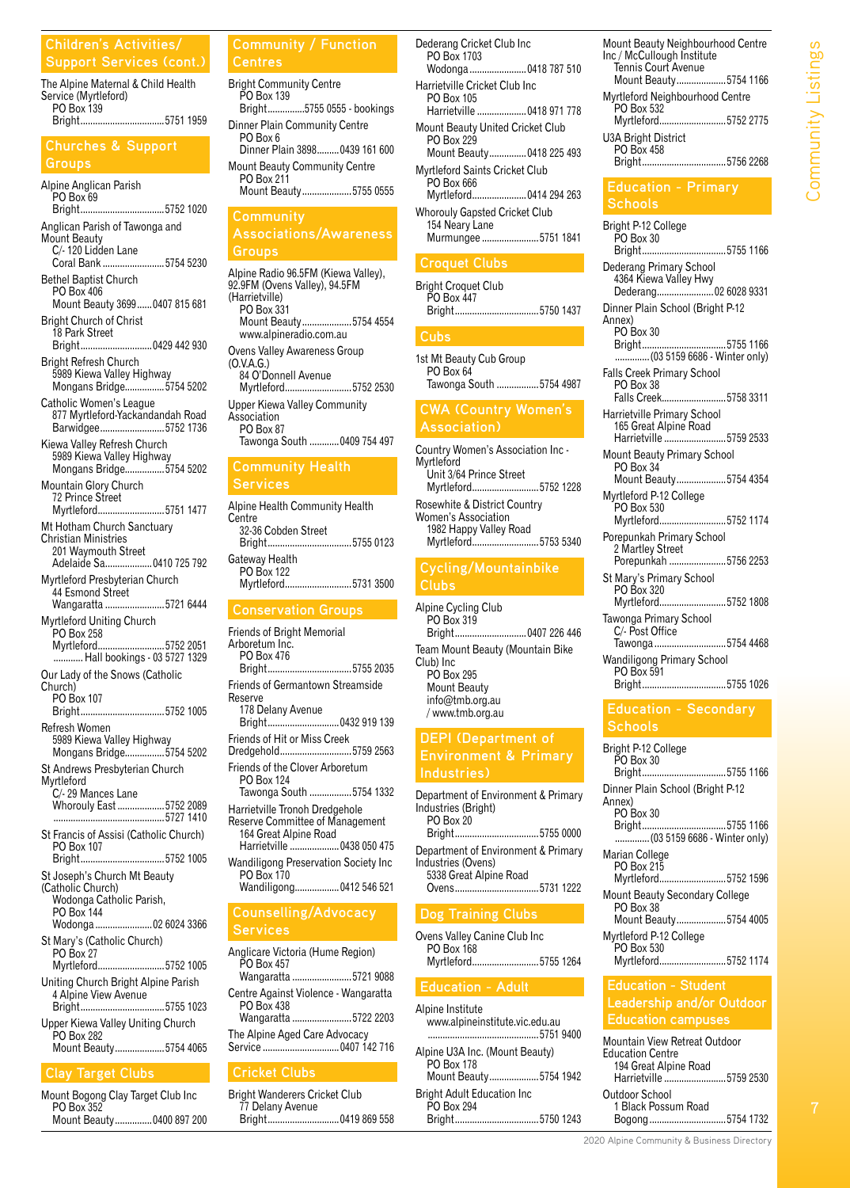## Children's Activities/ Support Services (cont.)

The Alpine Maternal & Child Health Service (Myrtleford)
PO Box 139
Bright..................................5751 1959

## Churches & Support Groups

Alpine Anglican Parish
PO Box 69
Bright..................................5752 1020

Anglican Parish of Tawonga and Mount Beauty
C/- 120 Lidden Lane
Coral Bank..........................5754 5230

Bethel Baptist Church
PO Box 406
Mount Beauty 3699......0407 815 681

Bright Church of Christ
18 Park Street
Bright.............................0429 442 930

Bright Refresh Church
5989 Kiewa Valley Highway
Mongans Bridge................5754 5202

Catholic Women's League
877 Myrtleford-Yackandandah Road
Barwidgee..........................5752 1736

Kiewa Valley Refresh Church
5989 Kiewa Valley Highway
Mongans Bridge................5754 5202

Mountain Glory Church
72 Prince Street
Myrtleford...........................5751 1477

Mt Hotham Church Sanctuary Christian Ministries
201 Waymouth Street
Adelaide Sa...................0410 725 792

Myrtleford Presbyterian Church
44 Esmond Street
Wangaratta........................5721 6444

Myrtleford Uniting Church
PO Box 258
Myrtleford...........................5752 2051
........... Hall bookings - 03 5727 1329

Our Lady of the Snows (Catholic Church)
PO Box 107
Bright..................................5752 1005

Refresh Women
5989 Kiewa Valley Highway
Mongans Bridge................5754 5202

St Andrews Presbyterian Church Myrtleford
C/- 29 Mances Lane
Whorouly East...................5752 2089
.............................................5727 1410

St Francis of Assisi (Catholic Church)
PO Box 107
Bright..................................5752 1005

St Joseph's Church Mt Beauty (Catholic Church)
Wodonga Catholic Parish,
PO Box 144
Wodonga.......................02 6024 3366

St Mary's (Catholic Church)
PO Box 27
Myrtleford...........................5752 1005

Uniting Church Bright Alpine Parish
4 Alpine View Avenue
Bright..................................5755 1023

Upper Kiewa Valley Uniting Church
PO Box 282
Mount Beauty....................5754 4065

## Clay Target Clubs

Mount Bogong Clay Target Club Inc
PO Box 352
Mount Beauty...............0400 897 200

## Community / Function Centres

Bright Community Centre
PO Box 139
Bright...............5755 0555 - bookings

Dinner Plain Community Centre
PO Box 6
Dinner Plain 3898.........0439 161 600

Mount Beauty Community Centre
PO Box 211
Mount Beauty....................5755 0555

## Community Associations/Awareness Groups

Alpine Radio 96.5FM (Kiewa Valley), 92.9FM (Ovens Valley), 94.5FM (Harrietville)
PO Box 331
Mount Beauty....................5754 4554
www.alpineradio.com.au

Ovens Valley Awareness Group (O.V.A.G.)
84 O'Donnell Avenue
Myrtleford...........................5752 2530

Upper Kiewa Valley Community Association
PO Box 87
Tawonga South............0409 754 497

## Community Health Services

Alpine Health Community Health Centre
32-36 Cobden Street
Bright..................................5755 0123

Gateway Health
PO Box 122
Myrtleford...........................5731 3500

## Conservation Groups

Friends of Bright Memorial Arboretum Inc.
PO Box 476
Bright..................................5755 2035

Friends of Germantown Streamside Reserve
178 Delany Avenue
Bright.............................0432 919 139

Friends of Hit or Miss Creek Dredgehold.............................5759 2563

Friends of the Clover Arboretum
PO Box 124
Tawonga South.................5754 1332

Harrietville Tronoh Dredgehole Reserve Committee of Management
164 Great Alpine Road
Harrietville....................0438 050 475

Wandiligong Preservation Society Inc
PO Box 170
Wandiligong..................0412 546 521

## Counselling/Advocacy Services

Anglicare Victoria (Hume Region)
PO Box 457
Wangaratta........................5721 9088

Centre Against Violence - Wangaratta
PO Box 438
Wangaratta........................5722 2203

The Alpine Aged Care Advocacy Service...............................0407 142 716

## Cricket Clubs

Bright Wanderers Cricket Club
77 Delany Avenue
Bright.............................0419 869 558

Dederang Cricket Club Inc
PO Box 1703
Wodonga.......................0418 787 510

Harrietville Cricket Club Inc
PO Box 105
Harrietville....................0418 971 778

Mount Beauty United Cricket Club
PO Box 229
Mount Beauty...............0418 225 493

Myrtleford Saints Cricket Club
PO Box 666
Myrtleford......................0414 294 263

Whorouly Gapsted Cricket Club
154 Neary Lane
Murmungee.......................5751 1841

## Croquet Clubs

Bright Croquet Club
PO Box 447
Bright..................................5750 1437

## Cubs

1st Mt Beauty Cub Group
PO Box 64
Tawonga South.................5754 4987

## CWA (Country Women's Association)

Country Women's Association Inc - Myrtleford
Unit 3/64 Prince Street
Myrtleford...........................5752 1228

Rosewhite & District Country Women's Association
1982 Happy Valley Road
Myrtleford...........................5753 5340

## Cycling/Mountainbike Clubs

Alpine Cycling Club
PO Box 319
Bright.............................0407 226 446

Team Mount Beauty (Mountain Bike Club) Inc
PO Box 295
Mount Beauty
info@tmb.org.au
/ www.tmb.org.au

## DEPI (Department of Environment & Primary Industries)

Department of Environment & Primary Industries (Bright)
PO Box 20
Bright..................................5755 0000

Department of Environment & Primary Industries (Ovens)
5338 Great Alpine Road
Ovens..................................5731 1222

## Dog Training Clubs

Ovens Valley Canine Club Inc
PO Box 168
Myrtleford...........................5755 1264

## Education - Adult

Alpine Institute
www.alpineinstitute.vic.edu.au
.............................................5751 9400

Alpine U3A Inc. (Mount Beauty)
PO Box 178
Mount Beauty....................5754 1942

Bright Adult Education Inc
PO Box 294
Bright..................................5750 1243

Mount Beauty Neighbourhood Centre Inc / McCullough Institute
Tennis Court Avenue
Mount Beauty....................5754 1166

Myrtleford Neighbourhood Centre
PO Box 532
Myrtleford...........................5752 2775

U3A Bright District
PO Box 458
Bright..................................5756 2268

## Education - Primary Schools

Bright P-12 College
PO Box 30
Bright..................................5755 1166

Dederang Primary School
4364 Kiewa Valley Hwy
Dederang.......................02 6028 9331

Dinner Plain School (Bright P-12 Annex)
PO Box 30
Bright..................................5755 1166
.............(03 5159 6686 - Winter only)

Falls Creek Primary School
PO Box 38
Falls Creek..........................5758 3311

Harrietville Primary School
165 Great Alpine Road
Harrietville.........................5759 2533

Mount Beauty Primary School
PO Box 34
Mount Beauty....................5754 4354

Myrtleford P-12 College
PO Box 530
Myrtleford...........................5752 1174

Porepunkah Primary School
2 Martley Street
Porepunkah.......................5756 2253

St Mary's Primary School
PO Box 320
Myrtleford...........................5752 1808

Tawonga Primary School
C/- Post Office
Tawonga.............................5754 4468

Wandiligong Primary School
PO Box 591
Bright..................................5755 1026

## Education - Secondary Schools

Bright P-12 College
PO Box 30
Bright..................................5755 1166

Dinner Plain School (Bright P-12 Annex)
PO Box 30
Bright..................................5755 1166
.............(03 5159 6686 - Winter only)

Marian College
PO Box 215
Myrtleford...........................5752 1596

Mount Beauty Secondary College
PO Box 38
Mount Beauty....................5754 4005

Myrtleford P-12 College
PO Box 530
Myrtleford...........................5752 1174

## Education - Student Leadership and/or Outdoor Education campuses

Mountain View Retreat Outdoor Education Centre
194 Great Alpine Road
Harrietville.........................5759 2530

Outdoor School
1 Black Possum Road
Bogong................................5754 1732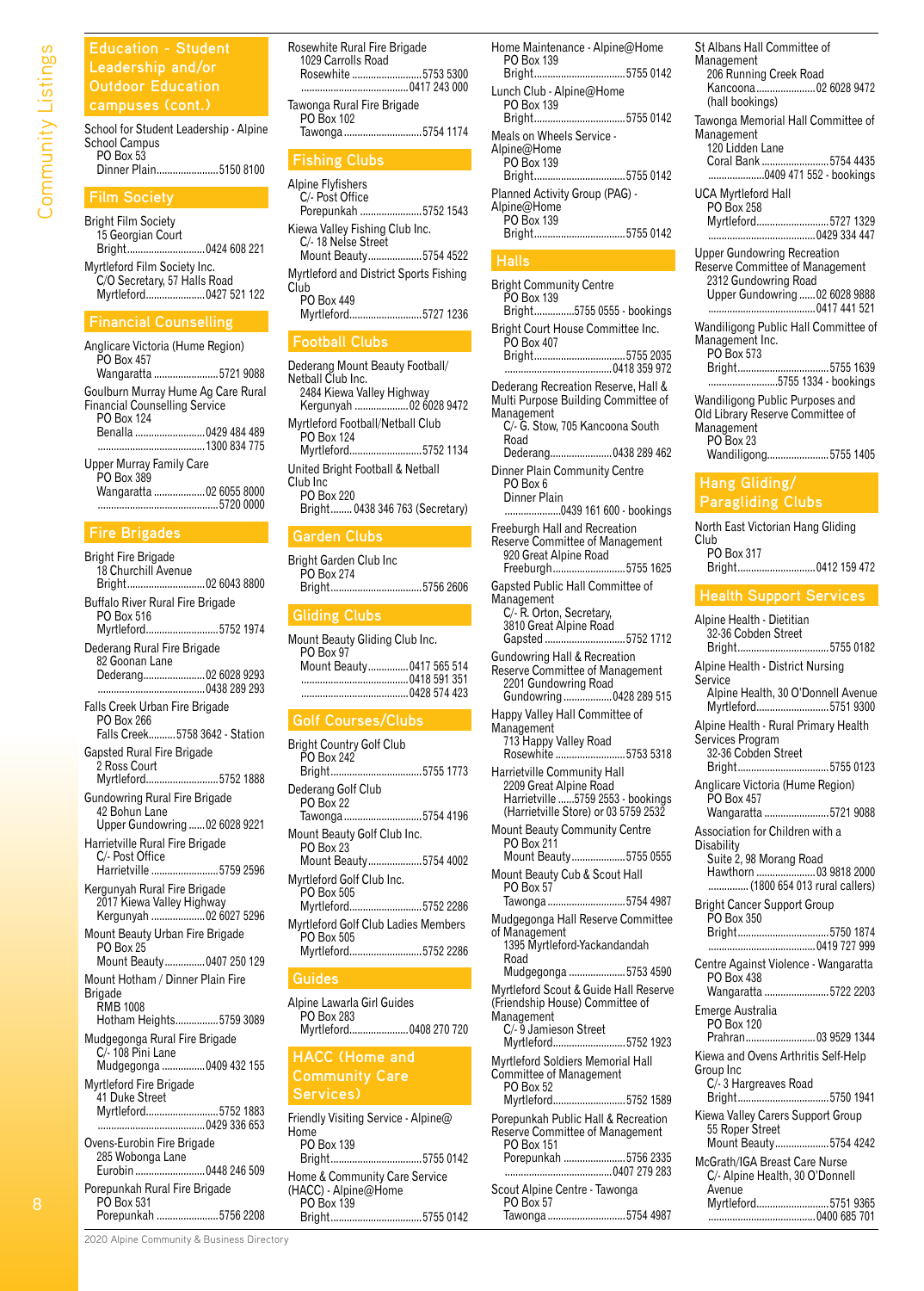## Education - Student Leadership and/or Outdoor Education campuses (cont.)

School for Student Leadership - Alpine School Campus
PO Box 53
Dinner Plain........................5150 8100

## Film Society

Bright Film Society
15 Georgian Court
Bright.............................0424 608 221

Myrtleford Film Society Inc.
C/O Secretary, 57 Halls Road
Myrtleford......................0427 521 122

## Financial Counselling

Anglicare Victoria (Hume Region)
PO Box 457
Wangaratta ........................5721 9088

Goulburn Murray Hume Ag Care Rural Financial Counselling Service
PO Box 124
Benalla ..........................0429 484 489
........................................1300 834 775

Upper Murray Family Care
PO Box 389
Wangaratta ...................02 6055 8000
..............................................5720 0000

## Fire Brigades

Bright Fire Brigade
18 Churchill Avenue
Bright.............................02 6043 8800

Buffalo River Rural Fire Brigade
PO Box 516
Myrtleford...........................5752 1974

Dederang Rural Fire Brigade
82 Goonan Lane
Dederang.......................02 6028 9293
........................................0438 289 293

Falls Creek Urban Fire Brigade
PO Box 266
Falls Creek..........5758 3642 - Station

Gapsted Rural Fire Brigade
2 Ross Court
Myrtleford...........................5752 1888

Gundowring Rural Fire Brigade
42 Bohun Lane
Upper Gundowring ......02 6028 9221

Harrietville Rural Fire Brigade
C/- Post Office
Harrietville .........................5759 2596

Kergunyah Rural Fire Brigade
2017 Kiewa Valley Highway
Kergunyah ....................02 6027 5296

Mount Beauty Urban Fire Brigade
PO Box 25
Mount Beauty...............0407 250 129

Mount Hotham / Dinner Plain Fire Brigade
RMB 1008
Hotham Heights................5759 3089

Mudgegonga Rural Fire Brigade
C/- 108 Pini Lane
Mudgegonga ................0409 432 155

Myrtleford Fire Brigade
41 Duke Street
Myrtleford...........................5752 1883
........................................0429 336 653

Ovens-Eurobin Fire Brigade
285 Wobonga Lane
Eurobin ..........................0448 246 509

Porepunkah Rural Fire Brigade
PO Box 531
Porepunkah .......................5756 2208

Rosewhite Rural Fire Brigade
1029 Carrolls Road
Rosewhite ...........................5753 5300
........................................0417 243 000

Tawonga Rural Fire Brigade
PO Box 102
Tawonga .............................5754 1174

## Fishing Clubs

Alpine Flyfishers
C/- Post Office
Porepunkah .......................5752 1543

Kiewa Valley Fishing Club Inc.
C/- 18 Nelse Street
Mount Beauty....................5754 4522

Myrtleford and District Sports Fishing Club
PO Box 449
Myrtleford...........................5727 1236

## Football Clubs

Dederang Mount Beauty Football/ Netball Club Inc.
2484 Kiewa Valley Highway
Kergunyah ....................02 6028 9472

Myrtleford Football/Netball Club
PO Box 124
Myrtleford...........................5752 1134

United Bright Football & Netball Club Inc
PO Box 220
Bright........ 0438 346 763 (Secretary)

## Garden Clubs

Bright Garden Club Inc
PO Box 274
Bright..................................5756 2606

## Gliding Clubs

Mount Beauty Gliding Club Inc.
PO Box 97
Mount Beauty...............0417 565 514
........................................0418 591 351
........................................0428 574 423

## Golf Courses/Clubs

Bright Country Golf Club
PO Box 242
Bright..................................5755 1773

Dederang Golf Club
PO Box 22
Tawonga .............................5754 4196

Mount Beauty Golf Club Inc.
PO Box 23
Mount Beauty....................5754 4002

Myrtleford Golf Club Inc.
PO Box 505
Myrtleford...........................5752 2286

Myrtleford Golf Club Ladies Members
PO Box 505
Myrtleford...........................5752 2286

## Guides

Alpine Lawarla Girl Guides
PO Box 283
Myrtleford......................0408 270 720

## HACC (Home and Community Care Services)

Friendly Visiting Service - Alpine@ Home
PO Box 139
Bright..................................5755 0142

Home & Community Care Service (HACC) - Alpine@Home
PO Box 139
Bright..................................5755 0142

Home Maintenance - Alpine@Home
PO Box 139
Bright..................................5755 0142

Lunch Club - Alpine@Home
PO Box 139
Bright..................................5755 0142

Meals on Wheels Service - Alpine@Home
PO Box 139
Bright..................................5755 0142

Planned Activity Group (PAG) - Alpine@Home
PO Box 139
Bright..................................5755 0142

## Halls

Bright Community Centre
PO Box 139
Bright...............5755 0555 - bookings

Bright Court House Committee Inc.
PO Box 407
Bright..................................5755 2035
........................................0418 359 972

Dederang Recreation Reserve, Hall & Multi Purpose Building Committee of Management
C/- G. Stow, 705 Kancoona South Road
Dederang.......................0438 289 462

Dinner Plain Community Centre
PO Box 6
Dinner Plain
.....................0439 161 600 - bookings

Freeburgh Hall and Recreation Reserve Committee of Management
920 Great Alpine Road
Freeburgh...........................5755 1625

Gapsted Public Hall Committee of Management
C/- R. Orton, Secretary, 3810 Great Alpine Road
Gapsted .............................5752 1712

Gundowring Hall & Recreation Reserve Committee of Management
2201 Gundowring Road
Gundowring ..................0428 289 515

Happy Valley Hall Committee of Management
713 Happy Valley Road
Rosewhite ..........................5753 5318

Harrietville Community Hall
2209 Great Alpine Road
Harrietville ......5759 2553 - bookings
(Harrietville Store) or 03 5759 2532

Mount Beauty Community Centre
PO Box 211
Mount Beauty....................5755 0555

Mount Beauty Cub & Scout Hall
PO Box 57
Tawonga .............................5754 4987

Mudgegonga Hall Reserve Committee of Management
1395 Myrtleford-Yackandandah Road
Mudgegonga .....................5753 4590

Myrtleford Scout & Guide Hall Reserve (Friendship House) Committee of Management
C/- 9 Jamieson Street
Myrtleford...........................5752 1923

Myrtleford Soldiers Memorial Hall Committee of Management
PO Box 52
Myrtleford...........................5752 1589

Porepunkah Public Hall & Recreation Reserve Committee of Management
PO Box 151
Porepunkah .......................5756 2335
........................................0407 279 283

Scout Alpine Centre - Tawonga
PO Box 57
Tawonga .............................5754 4987

St Albans Hall Committee of Management
206 Running Creek Road
Kancoona......................02 6028 9472
(hall bookings)

Tawonga Memorial Hall Committee of Management
120 Lidden Lane
Coral Bank .........................5754 4435
.....................0409 471 552 - bookings

UCA Myrtleford Hall
PO Box 258
Myrtleford...........................5727 1329
........................................0429 334 447

Upper Gundowring Recreation Reserve Committee of Management
2312 Gundowring Road
Upper Gundowring ......02 6028 9888
........................................0417 441 521

Wandiligong Public Hall Committee of Management Inc.
PO Box 573
Bright..................................5755 1639
..........................5755 1334 - bookings

Wandiligong Public Purposes and Old Library Reserve Committee of Management
PO Box 23
Wandiligong.......................5755 1405

## Hang Gliding/ Paragliding Clubs

North East Victorian Hang Gliding Club
PO Box 317
Bright.............................0412 159 472

## Health Support Services

Alpine Health - Dietitian
32-36 Cobden Street
Bright..................................5755 0182

Alpine Health - District Nursing Service
Alpine Health, 30 O'Donnell Avenue
Myrtleford...........................5751 9300

Alpine Health - Rural Primary Health Services Program
32-36 Cobden Street
Bright..................................5755 0123

Anglicare Victoria (Hume Region)
PO Box 457
Wangaratta ........................5721 9088

Association for Children with a Disability
Suite 2, 98 Morang Road
Hawthorn ......................03 9818 2000
.............. (1800 654 013 rural callers)

Bright Cancer Support Group
PO Box 350
Bright..................................5750 1874
........................................0419 727 999

Centre Against Violence - Wangaratta
PO Box 438
Wangaratta ........................5722 2203

Emerge Australia
PO Box 120
Prahran..........................03 9529 1344

Kiewa and Ovens Arthritis Self-Help Group Inc
C/- 3 Hargreaves Road
Bright..................................5750 1941

Kiewa Valley Carers Support Group
55 Roper Street
Mount Beauty....................5754 4242

McGrath/IGA Breast Care Nurse
C/- Alpine Health, 30 O'Donnell Avenue
Myrtleford...........................5751 9365
........................................0400 685 701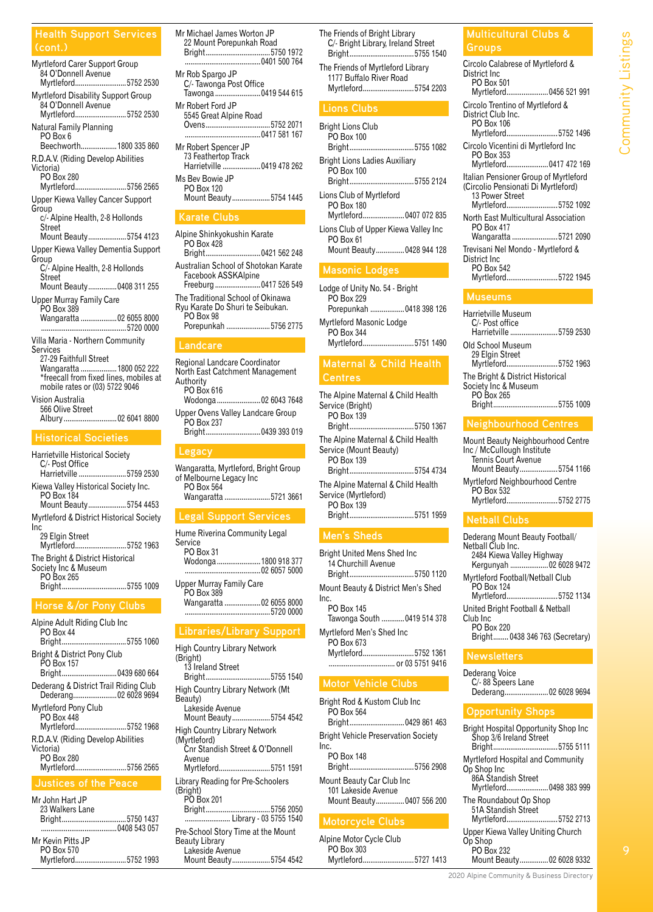## Health Support Services (cont.)

Myrtleford Carer Support Group
84 O'Donnell Avenue
Myrtleford............................5752 2530

Myrtleford Disability Support Group
84 O'Donnell Avenue
Myrtleford............................5752 2530

Natural Family Planning
PO Box 6
Beechworth...................1800 335 860

R.D.A.V. (Riding Develop Abilities Victoria)
PO Box 280
Myrtleford............................5756 2565

Upper Kiewa Valley Cancer Support Group
c/- Alpine Health, 2-8 Hollonds Street
Mount Beauty....................5754 4123

Upper Kiewa Valley Dementia Support Group
C/- Alpine Health, 2-8 Hollonds Street
Mount Beauty...............0408 311 255

Upper Murray Family Care
PO Box 389
Wangaratta ...................02 6055 8000
..............................................5720 0000

Villa Maria - Northern Community Services
27-29 Faithfull Street
Wangaratta ...................1800 052 222
*freecall from fixed lines, mobiles at mobile rates or (03) 5722 9046

Vision Australia
566 Olive Street
Albury.............................02 6041 8800

## Historical Societies

Harrietville Historical Society
C/- Post Office
Harrietville .........................5759 2530

Kiewa Valley Historical Society Inc.
PO Box 184
Mount Beauty....................5754 4453

Myrtleford & District Historical Society Inc
29 Elgin Street
Myrtleford............................5752 1963

The Bright & District Historical Society Inc & Museum
PO Box 265
Bright...................................5755 1009

## Horse &/or Pony Clubs

Alpine Adult Riding Club Inc
PO Box 44
Bright...................................5755 1060

Bright & District Pony Club
PO Box 157
Bright.............................0439 680 664

Dederang & District Trail Riding Club
Dederang.......................02 6028 9694

Myrtleford Pony Club
PO Box 448
Myrtleford............................5752 1968

R.D.A.V. (Riding Develop Abilities Victoria)
PO Box 280
Myrtleford............................5756 2565

## Justices of the Peace

Mr John Hart JP
23 Walkers Lane
Bright...................................5750 1437
.........................................0408 543 057

Mr Kevin Pitts JP
PO Box 570
Myrtleford............................5752 1993

Mr Michael James Worton JP
22 Mount Porepunkah Road
Bright...................................5750 1972
.........................................0401 500 764

Mr Rob Spargo JP
C/- Tawonga Post Office
Tawonga........................0419 544 615

Mr Robert Ford JP
5545 Great Alpine Road
Ovens...................................5752 2071
.........................................0417 581 167

Mr Robert Spencer JP
73 Feathertop Track
Harrietville ....................0419 478 262

Ms Bev Bowie JP
PO Box 120
Mount Beauty....................5754 1445

## Karate Clubs

Alpine Shinkyokushin Karate
PO Box 428
Bright.............................0421 562 248

Australian School of Shotokan Karate
Facebook ASSKAlpine
Freeburg........................0417 526 549

The Traditional School of Okinawa Ryu Karate Do Shuri te Seibukan.
PO Box 98
Porepunkah .......................5756 2775

## Landcare

Regional Landcare Coordinator North East Catchment Management Authority
PO Box 616
Wodonga.......................02 6043 7648

Upper Ovens Valley Landcare Group
PO Box 237
Bright.............................0439 393 019

## Legacy

Wangaratta, Myrtleford, Bright Group of Melbourne Legacy Inc
PO Box 564
Wangaratta ........................5721 3661

## Legal Support Services

Hume Riverina Community Legal Service
PO Box 31
Wodonga.......................1800 918 377
.........................................02 6057 5000

Upper Murray Family Care
PO Box 389
Wangaratta ...................02 6055 8000
..............................................5720 0000

## Libraries/Library Support

High Country Library Network (Bright)
13 Ireland Street
Bright...................................5755 1540

High Country Library Network (Mt Beauty)
Lakeside Avenue
Mount Beauty....................5754 4542

High Country Library Network (Myrtleford)
Cnr Standish Street & O'Donnell Avenue
Myrtleford............................5751 1591

Library Reading for Pre-Schoolers (Bright)
PO Box 201
Bright...................................5756 2050
........................ Library - 03 5755 1540

Pre-School Story Time at the Mount Beauty Library
Lakeside Avenue
Mount Beauty....................5754 4542

The Friends of Bright Library
C/- Bright Library, Ireland Street
Bright...................................5755 1540

The Friends of Myrtleford Library
1177 Buffalo River Road
Myrtleford............................5754 2203

## Lions Clubs

Bright Lions Club
PO Box 100
Bright...................................5755 1082

Bright Lions Ladies Auxiliary
PO Box 100
Bright...................................5755 2124

Lions Club of Myrtleford
PO Box 180
Myrtleford......................0407 072 835

Lions Club of Upper Kiewa Valley Inc
PO Box 61
Mount Beauty...............0428 944 128

## Masonic Lodges

Lodge of Unity No. 54 - Bright
PO Box 229
Porepunkah ..................0418 398 126

Myrtleford Masonic Lodge
PO Box 344
Myrtleford............................5751 1490

## Maternal & Child Health Centres

The Alpine Maternal & Child Health Service (Bright)
PO Box 139
Bright...................................5750 1367

The Alpine Maternal & Child Health Service (Mount Beauty)
PO Box 139
Bright...................................5754 4734

The Alpine Maternal & Child Health Service (Myrtleford)
PO Box 139
Bright...................................5751 1959

## Men's Sheds

Bright United Mens Shed Inc
14 Churchill Avenue
Bright...................................5750 1120

Mount Beauty & District Men's Shed Inc.
PO Box 145
Tawonga South ............0419 514 378

Myrtleford Men's Shed Inc
PO Box 673
Myrtleford............................5752 1361
.................................... or 03 5751 9416

## Motor Vehicle Clubs

Bright Rod & Kustom Club Inc
PO Box 564
Bright.............................0429 861 463

Bright Vehicle Preservation Society Inc.
PO Box 148
Bright...................................5756 2908

Mount Beauty Car Club Inc
101 Lakeside Avenue
Mount Beauty...............0407 556 200

## Motorcycle Clubs

Alpine Motor Cycle Club
PO Box 303
Myrtleford............................5727 1413

## Multicultural Clubs & Groups

Circolo Calabrese of Myrtleford & District Inc
PO Box 501
Myrtleford......................0456 521 991

Circolo Trentino of Myrtleford & District Club Inc.
PO Box 106
Myrtleford............................5752 1496

Circolo Vicentini di Myrtleford Inc
PO Box 353
Myrtleford......................0417 472 169

Italian Pensioner Group of Myrtleford (Circolio Pensionati Di Myrtleford)
13 Power Street
Myrtleford............................5752 1092

North East Multicultural Association
PO Box 417
Wangaratta ........................5721 2090

Trevisani Nel Mondo - Myrtleford & District Inc
PO Box 542
Myrtleford............................5722 1945

## Museums

Harrietville Museum
C/- Post office
Harrietville .........................5759 2530

Old School Museum
29 Elgin Street
Myrtleford............................5752 1963

The Bright & District Historical Society Inc & Museum
PO Box 265
Bright...................................5755 1009

## Neighbourhood Centres

Mount Beauty Neighbourhood Centre Inc / McCullough Institute
Tennis Court Avenue
Mount Beauty....................5754 1166

Myrtleford Neighbourhood Centre
PO Box 532
Myrtleford............................5752 2775

## Netball Clubs

Dederang Mount Beauty Football/Netball Club Inc.
2484 Kiewa Valley Highway
Kergunyah ....................02 6028 9472

Myrtleford Football/Netball Club
PO Box 124
Myrtleford............................5752 1134

United Bright Football & Netball Club Inc
PO Box 220
Bright........ 0438 346 763 (Secretary)

## Newsletters

Dederang Voice
C/- 88 Speers Lane
Dederang.......................02 6028 9694

## Opportunity Shops

Bright Hospital Opportunity Shop Inc
Shop 3/6 Ireland Street
Bright...................................5755 5111

Myrtleford Hospital and Community Op Shop Inc
86A Standish Street
Myrtleford......................0498 383 999

The Roundabout Op Shop
51A Standish Street
Myrtleford............................5752 2713

Upper Kiewa Valley Uniting Church Op Shop
PO Box 232
Mount Beauty...............02 6028 9332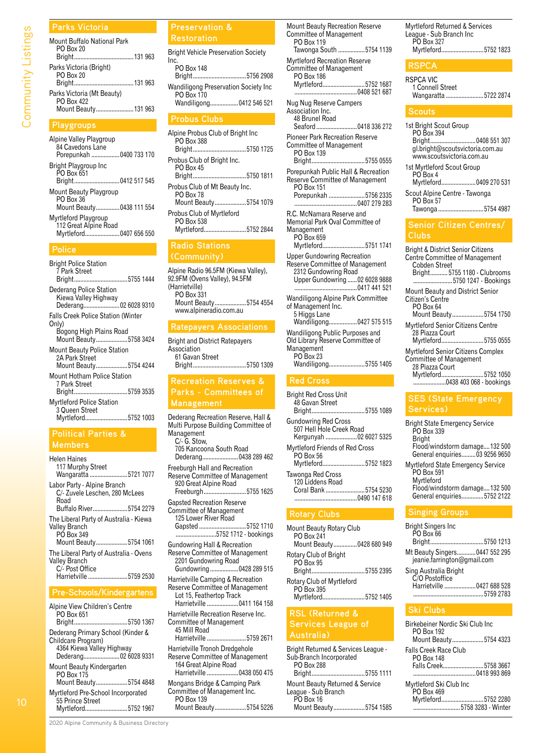## Parks Victoria

Mount Buffalo National Park
PO Box 20
Bright....................................131 963

Parks Victoria (Bright)
PO Box 20
Bright....................................131 963

Parks Victoria (Mt Beauty)
PO Box 422
Mount Beauty........................131 963

## Playgroups

Alpine Valley Playgroup
84 Cavedons Lane
Porepunkah ..................0400 733 170

Bright Playgroup Inc
PO Box 651
Bright..............................0412 517 545

Mount Beauty Playgroup
PO Box 36
Mount Beauty...............0438 111 554

Myrtleford Playgroup
112 Great Alpine Road
Myrtleford.......................0407 656 550

## Police

Bright Police Station
7 Park Street
Bright....................................5755 1444

Dederang Police Station
Kiewa Valley Highway
Dederang.......................02 6028 9310

Falls Creek Police Station (Winter Only)
Bogong High Plains Road
Mount Beauty....................5758 3424

Mount Beauty Police Station
2A Park Street
Mount Beauty....................5754 4244

Mount Hotham Police Station
7 Park Street
Bright....................................5759 3535

Myrtleford Police Station
3 Queen Street
Myrtleford...........................5752 1003

## Political Parties & Members

Helen Haines
117 Murphy Street
Wangaratta .........................5721 7077

Labor Party - Alpine Branch
C/- Zuvele Leschen, 280 McLees Road
Buffalo River......................5754 2279

The Liberal Party of Australia - Kiewa Valley Branch
PO Box 349
Mount Beauty....................5754 1061

The Liberal Party of Australia - Ovens Valley Branch
C/- Post Office
Harrietville ..........................5759 2530

## Pre-Schools/Kindergartens

Alpine View Children's Centre
PO Box 651
Bright....................................5750 1367

Dederang Primary School (Kinder & Childcare Program)
4364 Kiewa Valley Highway
Dederang.......................02 6028 9331

Mount Beauty Kindergarten
PO Box 175
Mount Beauty....................5754 4848

Myrtleford Pre-School Incorporated
55 Prince Street
Myrtleford...........................5752 1967

## Preservation & Restoration

Bright Vehicle Preservation Society Inc.
PO Box 148
Bright....................................5756 2908

Wandiligong Preservation Society Inc
PO Box 170
Wandiligong..................0412 546 521

## Probus Clubs

Alpine Probus Club of Bright Inc
PO Box 388
Bright....................................5750 1725

Probus Club of Bright Inc.
PO Box 45
Bright....................................5750 1811

Probus Club of Mt Beauty Inc.
PO Box 78
Mount Beauty....................5754 1079

Probus Club of Myrtleford
PO Box 538
Myrtleford...........................5752 2844

## Radio Stations (Community)

Alpine Radio 96.5FM (Kiewa Valley), 92.9FM (Ovens Valley), 94.5FM (Harrietville)
PO Box 331
Mount Beauty....................5754 4554
www.alpineradio.com.au

## Ratepayers Associations

Bright and District Ratepayers Association
61 Gavan Street
Bright....................................5750 1309

## Recreation Reserves & Parks - Committees of Management

Dederang Recreation Reserve, Hall & Multi Purpose Building Committee of Management
C/- G. Stow,
705 Kancoona South Road
Dederang.......................0438 289 462

Freeburgh Hall and Recreation Reserve Committee of Management
920 Great Alpine Road
Freeburgh...........................5755 1625

Gapsted Recreation Reserve Committee of Management
125 Lower River Road
Gapsted ..............................5752 1710
..........................5752 1712 - bookings

Gundowring Hall & Recreation Reserve Committee of Management
2201 Gundowring Road
Gundowring ..................0428 289 515

Harrietville Camping & Recreation Reserve Committee of Management
Lot 15, Feathertop Track
Harrietville ....................0411 164 158

Harrietville Recreation Reserve Inc. Committee of Management
45 Mill Road
Harrietville .........................5759 2671

Harrietville Tronoh Dredgehole Reserve Committee of Management
164 Great Alpine Road
Harrietville ....................0438 050 475

Mongans Bridge & Camping Park Committee of Management Inc.
PO Box 139
Mount Beauty....................5754 5226

Mount Beauty Recreation Reserve Committee of Management
PO Box 119
Tawonga South .................5754 1139

Myrtleford Recreation Reserve Committee of Management
PO Box 186
Myrtleford...........................5752 1687
........................................0408 521 687

Nug Nug Reserve Campers Association Inc.
48 Brunel Road
Seaford ..........................0418 336 272

Pioneer Park Recreation Reserve Committee of Management
PO Box 139
Bright....................................5755 0555

Porepunkah Public Hall & Recreation Reserve Committee of Management
PO Box 151
Porepunkah .......................5756 2335
........................................0407 279 283

R.C. McNamara Reserve and Memorial Park Oval Committee of Management
PO Box 659
Myrtleford...........................5751 1741

Upper Gundowring Recreation Reserve Committee of Management
2312 Gundowring Road
Upper Gundowring ......02 6028 9888
........................................0417 441 521

Wandiligong Alpine Park Committee of Management Inc.
5 Higgs Lane
Wandiligong..................0427 575 515

Wandiligong Public Purposes and Old Library Reserve Committee of Management
PO Box 23
Wandiligong........................5755 1405

## Red Cross

Bright Red Cross Unit
48 Gavan Street
Bright....................................5755 1089

Gundowring Red Cross
507 Hell Hole Creek Road
Kergunyah ....................02 6027 5325

Myrtleford Friends of Red Cross
PO Box 56
Myrtleford...........................5752 1823

Tawonga Red Cross
120 Liddens Road
Coral Bank ..........................5754 5230
........................................0490 147 618

## Rotary Clubs

Mount Beauty Rotary Club
PO Box 241
Mount Beauty...............0428 680 949

Rotary Club of Bright
PO Box 95
Bright....................................5755 2395

Rotary Club of Myrtleford
PO Box 395
Myrtleford...........................5752 1405

## RSL (Returned & Services League of Australia)

Bright Returned & Services League - Sub-Branch Incorporated
PO Box 288
Bright....................................5755 1111

Mount Beauty Returned & Service League - Sub Branch
PO Box 16
Mount Beauty....................5754 1585

Myrtleford Returned & Services League - Sub Branch Inc
PO Box 327
Myrtleford...........................5752 1823

## RSPCA

RSPCA VIC
1 Connell Street
Wangaratta ........................5722 2874

## Scouts

1st Bright Scout Group
PO Box 394
Bright.............................0408 551 307
gl.bright@scoutsvictoria.com.au
www.scoutsvictoria.com.au

1st Myrtleford Scout Group
PO Box 4
Myrtleford......................0409 270 531

Scout Alpine Centre - Tawonga
PO Box 57
Tawonga .............................5754 4987

## Senior Citizen Centres/ Clubs

Bright & District Senior Citizens Centre Committee of Management
Cobden Street
Bright...........5755 1180 - Clubrooms
.........................5750 1247 - Bookings

Mount Beauty and District Senior Citizen's Centre
PO Box 64
Mount Beauty....................5754 1750

Myrtleford Senior Citizens Centre
28 Piazza Court
Myrtleford...........................5755 0555

Myrtleford Senior Citizens Complex Committee of Management
28 Piazza Court
Myrtleford...........................5752 1050
....................0438 403 068 - bookings

## SES (State Emergency Services)

Bright State Emergency Service
PO Box 339
Bright
Flood/windstorm damage....132 500
General enquiries.........03 9256 9650

Myrtleford State Emergency Service
PO Box 591
Myrtleford
Flood/windstorm damage....132 500
General enquiries.............5752 2122

## Singing Groups

Bright Singers Inc
PO Box 66
Bright....................................5750 1213

Mt Beauty Singers............0447 552 295
jeanie.farrington@gmail.com

Sing Australia Bright
C/O Postoffice
Harrietville ....................0427 688 528
.............................................5759 2783

## Ski Clubs

Birkebeiner Nordic Ski Club Inc
PO Box 192
Mount Beauty....................5754 4323

Falls Creek Race Club
PO Box 148
Falls Creek..........................5758 3667
........................................0418 993 869

Myrtleford Ski Club Inc
PO Box 469
Myrtleford...........................5752 2280
.............................5758 3283 - Winter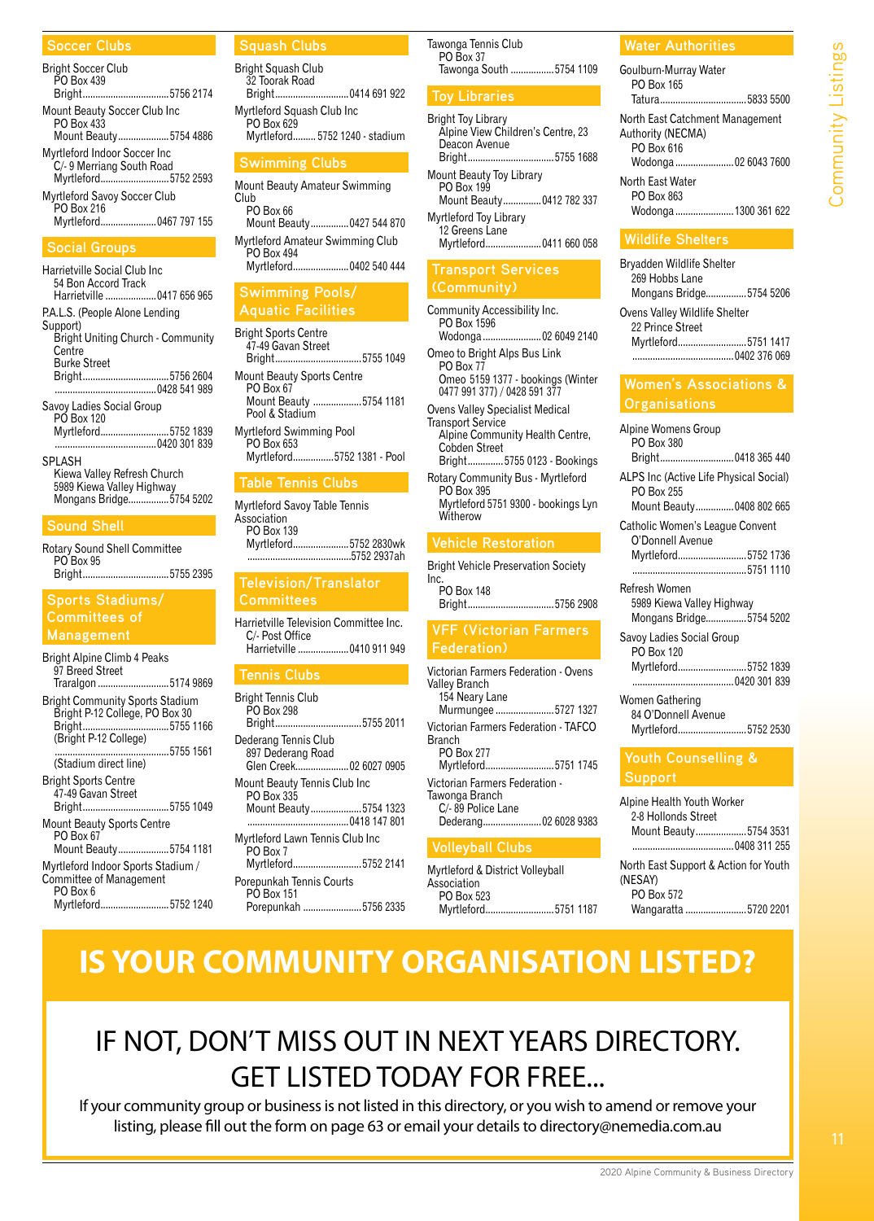## Soccer Clubs

Bright Soccer Club
PO Box 439
Bright....................................5756 2174

Mount Beauty Soccer Club Inc
PO Box 433
Mount Beauty.....................5754 4886

Myrtleford Indoor Soccer Inc
C/- 9 Merriang South Road
Myrtleford............................5752 2593

Myrtleford Savoy Soccer Club
PO Box 216
Myrtleford.......................0467 797 155

## Social Groups

Harrietville Social Club Inc
54 Bon Accord Track
Harrietville .....................0417 656 965

P.A.L.S. (People Alone Lending Support)
Bright Uniting Church - Community Centre
Burke Street
Bright....................................5756 2604
.........................................0428 541 989

Savoy Ladies Social Group
PO Box 120
Myrtleford............................5752 1839
.........................................0420 301 839

SPLASH
Kiewa Valley Refresh Church
5989 Kiewa Valley Highway
Mongans Bridge.................5754 5202

## Sound Shell

Rotary Sound Shell Committee
PO Box 95
Bright....................................5755 2395

## Sports Stadiums/ Committees of Management

Bright Alpine Climb 4 Peaks
97 Breed Street
Traralgon .............................5174 9869

Bright Community Sports Stadium
Bright P-12 College, PO Box 30
Bright....................................5755 1166
(Bright P-12 College)
..............................................5755 1561
(Stadium direct line)

Bright Sports Centre
47-49 Gavan Street
Bright....................................5755 1049

Mount Beauty Sports Centre
PO Box 67
Mount Beauty.....................5754 1181

Myrtleford Indoor Sports Stadium / Committee of Management
PO Box 6
Myrtleford............................5752 1240

## Squash Clubs

Bright Squash Club
32 Toorak Road
Bright.............................0414 691 922

Myrtleford Squash Club Inc
PO Box 629
Myrtleford......... 5752 1240 - stadium

## Swimming Clubs

Mount Beauty Amateur Swimming Club
PO Box 66
Mount Beauty...............0427 544 870

Myrtleford Amateur Swimming Club
PO Box 494
Myrtleford......................0402 540 444

## Swimming Pools/ Aquatic Facilities

Bright Sports Centre
47-49 Gavan Street
Bright....................................5755 1049

Mount Beauty Sports Centre
PO Box 67
Mount Beauty ...................5754 1181
Pool & Stadium

Myrtleford Swimming Pool
PO Box 653
Myrtleford................5752 1381 - Pool

## Table Tennis Clubs

Myrtleford Savoy Table Tennis Association
PO Box 139
Myrtleford.......................5752 2830wk
..........................................5752 2937ah

## Television/Translator Committees

Harrietville Television Committee Inc.
C/- Post Office
Harrietville ....................0410 911 949

## Tennis Clubs

Bright Tennis Club
PO Box 298
Bright....................................5755 2011

Dederang Tennis Club
897 Dederang Road
Glen Creek.....................02 6027 0905

Mount Beauty Tennis Club Inc
PO Box 335
Mount Beauty.....................5754 1323
.........................................0418 147 801

Myrtleford Lawn Tennis Club Inc
PO Box 7
Myrtleford............................5752 2141

Porepunkah Tennis Courts
PO Box 151
Porepunkah .......................5756 2335

Tawonga Tennis Club
PO Box 37
Tawonga South .................5754 1109

## Toy Libraries

Bright Toy Library
Alpine View Children's Centre, 23 Deacon Avenue
Bright....................................5755 1688

Mount Beauty Toy Library
PO Box 199
Mount Beauty...............0412 782 337

Myrtleford Toy Library
12 Greens Lane
Myrtleford......................0411 660 058

## Transport Services (Community)

Community Accessibility Inc.
PO Box 1596
Wodonga .......................02 6049 2140

Omeo to Bright Alps Bus Link
PO Box 77
Omeo 5159 1377 - bookings (Winter 0477 991 377) / 0428 591 377

Ovens Valley Specialist Medical Transport Service
Alpine Community Health Centre, Cobden Street
Bright..............5755 0123 - Bookings

Rotary Community Bus - Myrtleford
PO Box 395
Myrtleford 5751 9300 - bookings Lyn Witherow

## Vehicle Restoration

Bright Vehicle Preservation Society Inc.
PO Box 148
Bright....................................5756 2908

## VFF (Victorian Farmers Federation)

Victorian Farmers Federation - Ovens Valley Branch
154 Neary Lane
Murmungee .......................5727 1327

Victorian Farmers Federation - TAFCO Branch
PO Box 277
Myrtleford............................5751 1745

Victorian Farmers Federation - Tawonga Branch
C/- 89 Police Lane
Dederang........................02 6028 9383

## Volleyball Clubs

Myrtleford & District Volleyball Association
PO Box 523
Myrtleford............................5751 1187

## Water Authorities

Goulburn-Murray Water
PO Box 165
Tatura...................................5833 5500

North East Catchment Management Authority (NECMA)
PO Box 616
Wodonga........................02 6043 7600

North East Water
PO Box 863
Wodonga........................1300 361 622

## Wildlife Shelters

Bryadden Wildlife Shelter
269 Hobbs Lane
Mongans Bridge.................5754 5206

Ovens Valley Wildlife Shelter
22 Prince Street
Myrtleford............................5751 1417
.........................................0402 376 069

## Women's Associations & Organisations

Alpine Womens Group
PO Box 380
Bright...............................0418 365 440

ALPS Inc (Active Life Physical Social)
PO Box 255
Mount Beauty...............0408 802 665

Catholic Women's League Convent
O'Donnell Avenue
Myrtleford............................5752 1736
..............................................5751 1110

Refresh Women
5989 Kiewa Valley Highway
Mongans Bridge.................5754 5202

Savoy Ladies Social Group
PO Box 120
Myrtleford............................5752 1839
.........................................0420 301 839

Women Gathering
84 O'Donnell Avenue
Myrtleford............................5752 2530

## Youth Counselling & Support

Alpine Health Youth Worker
2-8 Hollonds Street
Mount Beauty.....................5754 3531
.........................................0408 311 255

North East Support & Action for Youth (NESAY)
PO Box 572
Wangaratta .........................5720 2201

# IS YOUR COMMUNITY ORGANISATION LISTED?

## IF NOT, DON'T MISS OUT IN NEXT YEARS DIRECTORY. GET LISTED TODAY FOR FREE...

If your community group or business is not listed in this directory, or you wish to amend or remove your listing, please fill out the form on page 63 or email your details to directory@nemedia.com.au